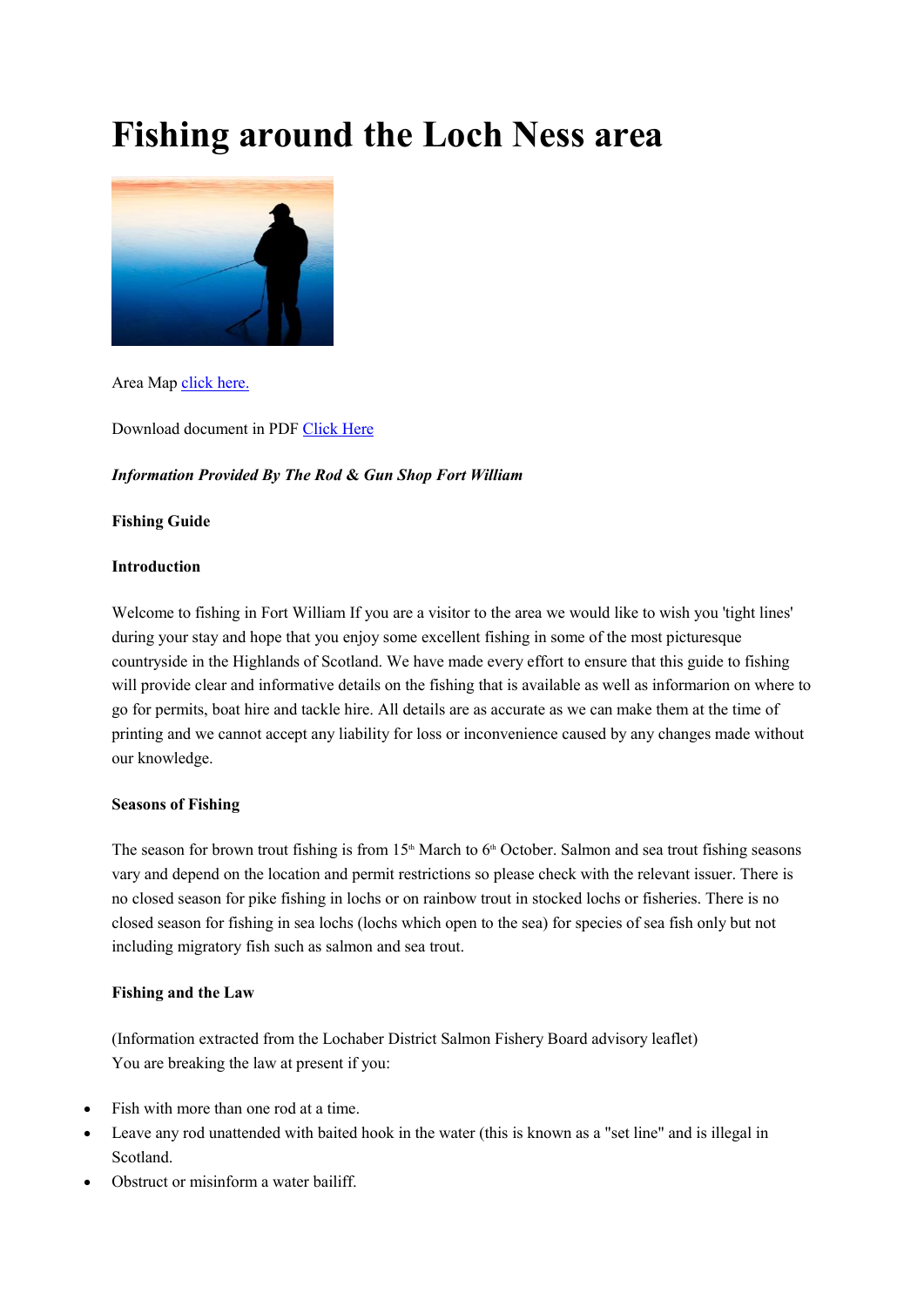# Fishing around the Loch Ness area

Area Map click here.

Download document in PDF Click Here

***Information Provided By The Rod & Gun Shop Fort William***

**Fishing Guide**

**Introduction**

Welcome to fishing in Fort William If you are a visitor to the area we would like to wish you 'tight lines' during your stay and hope that you enjoy some excellent fishing in some of the most picturesque countryside in the Highlands of Scotland. We have made every effort to ensure that this guide to fishing will provide clear and informative details on the fishing that is available as well as informarion on where to go for permits, boat hire and tackle hire. All details are as accurate as we can make them at the time of printing and we cannot accept any liability for loss or inconvenience caused by any changes made without our knowledge.

**Seasons of Fishing**

The season for brown trout fishing is from 15th March to 6th October. Salmon and sea trout fishing seasons vary and depend on the location and permit restrictions so please check with the relevant issuer. There is no closed season for pike fishing in lochs or on rainbow trout in stocked lochs or fisheries. There is no closed season for fishing in sea lochs (lochs which open to the sea) for species of sea fish only but not including migratory fish such as salmon and sea trout.

**Fishing and the Law**

(Information extracted from the Lochaber District Salmon Fishery Board advisory leaflet)
You are breaking the law at present if you:

- Fish with more than one rod at a time.
- Leave any rod unattended with baited hook in the water (this is known as a "set line" and is illegal in Scotland.
- Obstruct or misinform a water bailiff.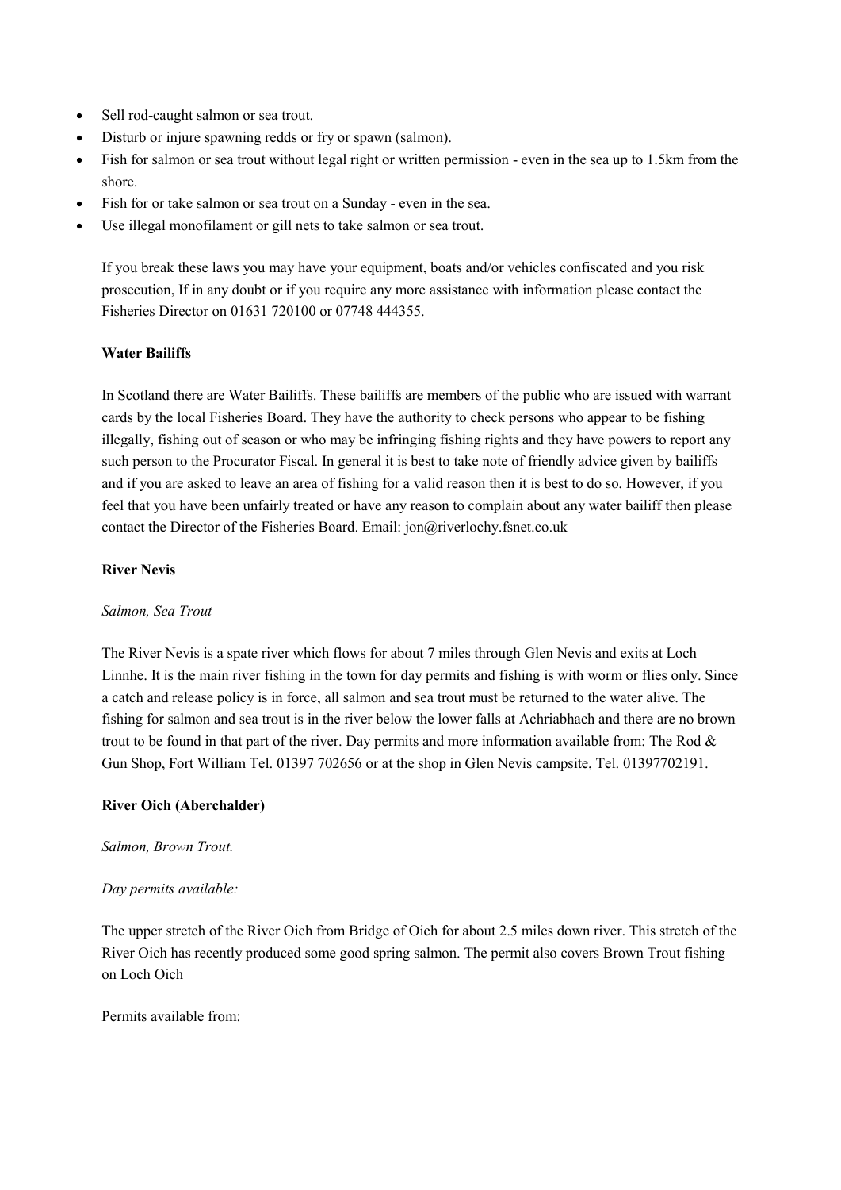- Sell rod-caught salmon or sea trout.
- Disturb or injure spawning redds or fry or spawn (salmon).
- Fish for salmon or sea trout without legal right or written permission - even in the sea up to 1.5km from the shore.
- Fish for or take salmon or sea trout on a Sunday - even in the sea.
- Use illegal monofilament or gill nets to take salmon or sea trout.

If you break these laws you may have your equipment, boats and/or vehicles confiscated and you risk prosecution, If in any doubt or if you require any more assistance with information please contact the Fisheries Director on 01631 720100 or 07748 444355.

**Water Bailiffs**

In Scotland there are Water Bailiffs. These bailiffs are members of the public who are issued with warrant cards by the local Fisheries Board. They have the authority to check persons who appear to be fishing illegally, fishing out of season or who may be infringing fishing rights and they have powers to report any such person to the Procurator Fiscal. In general it is best to take note of friendly advice given by bailiffs and if you are asked to leave an area of fishing for a valid reason then it is best to do so. However, if you feel that you have been unfairly treated or have any reason to complain about any water bailiff then please contact the Director of the Fisheries Board. Email: jon@riverlochy.fsnet.co.uk

**River Nevis**

*Salmon, Sea Trout*

The River Nevis is a spate river which flows for about 7 miles through Glen Nevis and exits at Loch Linnhe. It is the main river fishing in the town for day permits and fishing is with worm or flies only. Since a catch and release policy is in force, all salmon and sea trout must be returned to the water alive. The fishing for salmon and sea trout is in the river below the lower falls at Achriabhach and there are no brown trout to be found in that part of the river. Day permits and more information available from: The Rod & Gun Shop, Fort William Tel. 01397 702656 or at the shop in Glen Nevis campsite, Tel. 01397702191.

**River Oich (Aberchalder)**

*Salmon, Brown Trout.*

*Day permits available:*

The upper stretch of the River Oich from Bridge of Oich for about 2.5 miles down river. This stretch of the River Oich has recently produced some good spring salmon. The permit also covers Brown Trout fishing on Loch Oich

Permits available from: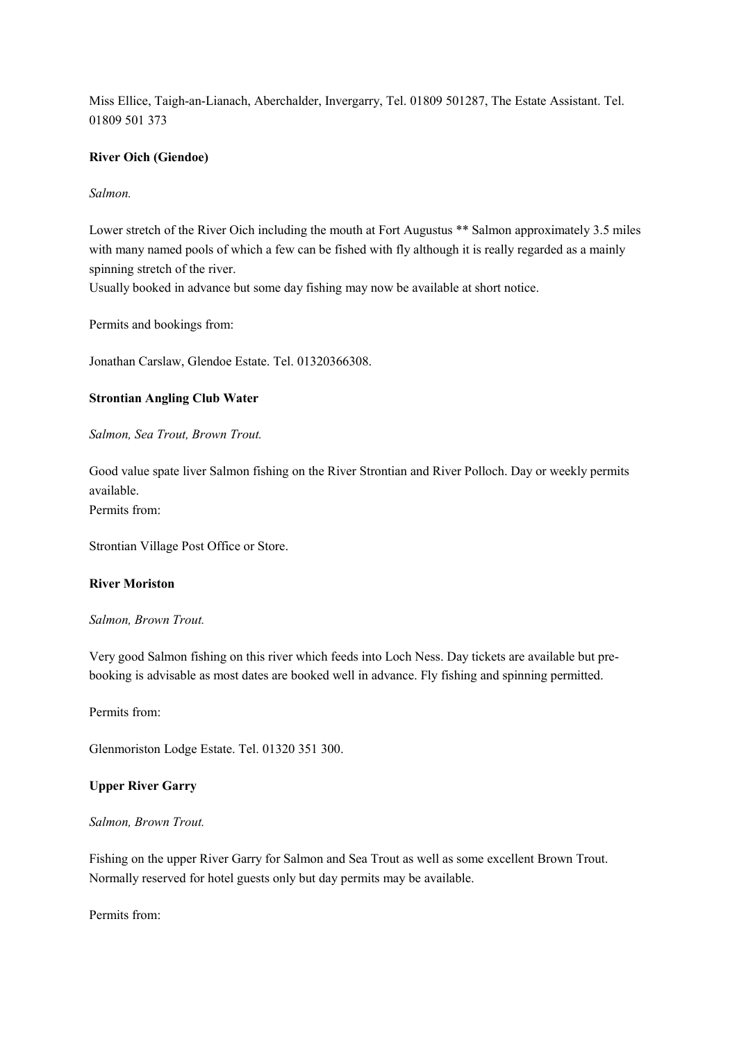Miss Ellice, Taigh-an-Lianach, Aberchalder, Invergarry, Tel. 01809 501287, The Estate Assistant. Tel. 01809 501 373

**River Oich (Giendoe)**

*Salmon.*

Lower stretch of the River Oich including the mouth at Fort Augustus ** Salmon approximately 3.5 miles with many named pools of which a few can be fished with fly although it is really regarded as a mainly spinning stretch of the river.
Usually booked in advance but some day fishing may now be available at short notice.

Permits and bookings from:

Jonathan Carslaw, Glendoe Estate. Tel. 01320366308.

**Strontian Angling Club Water**

*Salmon, Sea Trout, Brown Trout.*

Good value spate liver Salmon fishing on the River Strontian and River Polloch. Day or weekly permits available.
Permits from:

Strontian Village Post Office or Store.

**River Moriston**

*Salmon, Brown Trout.*

Very good Salmon fishing on this river which feeds into Loch Ness. Day tickets are available but pre-booking is advisable as most dates are booked well in advance. Fly fishing and spinning permitted.

Permits from:

Glenmoriston Lodge Estate. Tel. 01320 351 300.

**Upper River Garry**

*Salmon, Brown Trout.*

Fishing on the upper River Garry for Salmon and Sea Trout as well as some excellent Brown Trout. Normally reserved for hotel guests only but day permits may be available.

Permits from: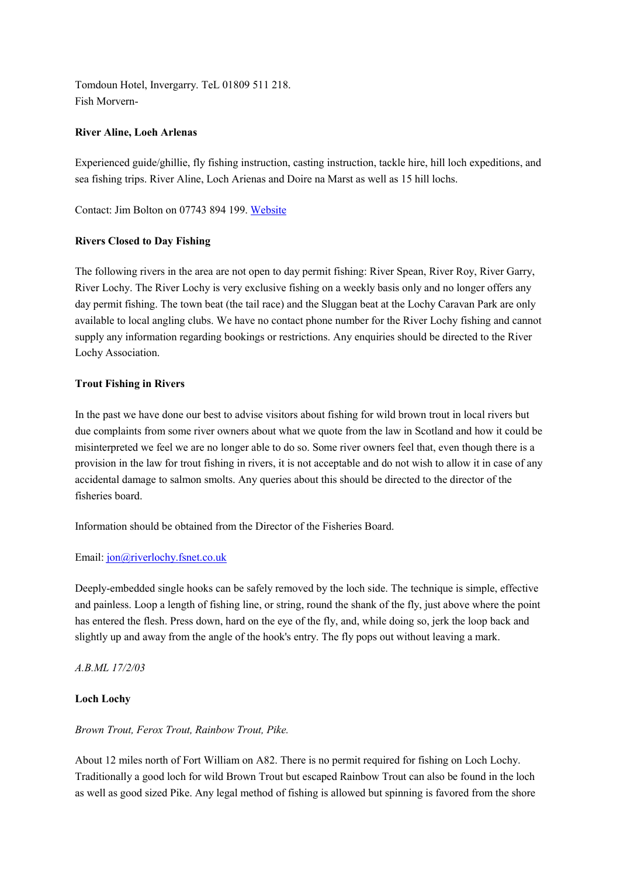Tomdoun Hotel, Invergarry. TeL 01809 511 218.
Fish Morvern-

**River Aline, Loeh Arlenas**

Experienced guide/ghillie, fly fishing instruction, casting instruction, tackle hire, hill loch expeditions, and sea fishing trips. River Aline, Loch Arienas and Doire na Marst as well as 15 hill lochs.

Contact: Jim Bolton on 07743 894 199. Website

**Rivers Closed to Day Fishing**

The following rivers in the area are not open to day permit fishing: River Spean, River Roy, River Garry, River Lochy. The River Lochy is very exclusive fishing on a weekly basis only and no longer offers any day permit fishing. The town beat (the tail race) and the Sluggan beat at the Lochy Caravan Park are only available to local angling clubs. We have no contact phone number for the River Lochy fishing and cannot supply any information regarding bookings or restrictions. Any enquiries should be directed to the River Lochy Association.

**Trout Fishing in Rivers**

In the past we have done our best to advise visitors about fishing for wild brown trout in local rivers but due complaints from some river owners about what we quote from the law in Scotland and how it could be misinterpreted we feel we are no longer able to do so. Some river owners feel that, even though there is a provision in the law for trout fishing in rivers, it is not acceptable and do not wish to allow it in case of any accidental damage to salmon smolts. Any queries about this should be directed to the director of the fisheries board.

Information should be obtained from the Director of the Fisheries Board.

Email: jon@riverlochy.fsnet.co.uk

Deeply-embedded single hooks can be safely removed by the loch side. The technique is simple, effective and painless. Loop a length of fishing line, or string, round the shank of the fly, just above where the point has entered the flesh. Press down, hard on the eye of the fly, and, while doing so, jerk the loop back and slightly up and away from the angle of the hook's entry. The fly pops out without leaving a mark.

*A.B.ML 17/2/03*

**Loch Lochy**

*Brown Trout, Ferox Trout, Rainbow Trout, Pike.*

About 12 miles north of Fort William on A82. There is no permit required for fishing on Loch Lochy. Traditionally a good loch for wild Brown Trout but escaped Rainbow Trout can also be found in the loch as well as good sized Pike. Any legal method of fishing is allowed but spinning is favored from the shore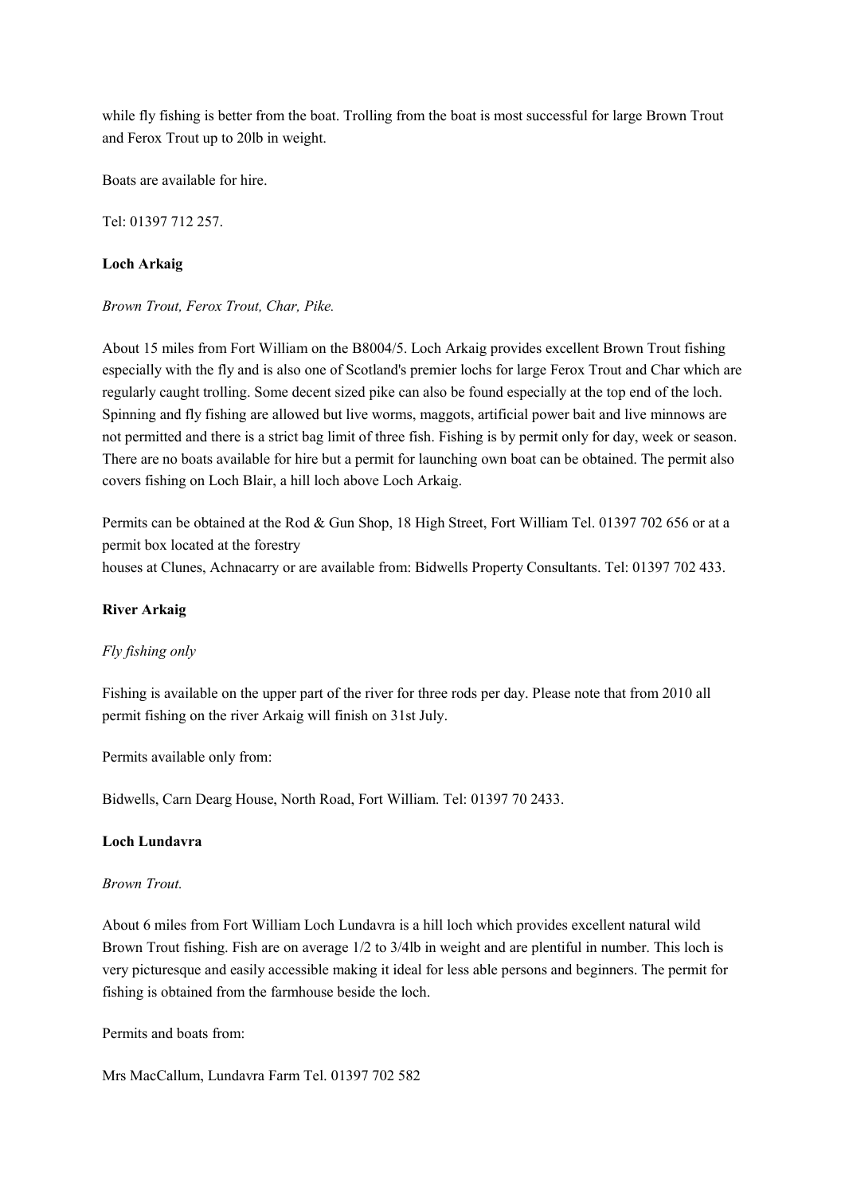while fly fishing is better from the boat. Trolling from the boat is most successful for large Brown Trout and Ferox Trout up to 20lb in weight.

Boats are available for hire.

Tel: 01397 712 257.

**Loch Arkaig**

*Brown Trout, Ferox Trout, Char, Pike.*

About 15 miles from Fort William on the B8004/5. Loch Arkaig provides excellent Brown Trout fishing especially with the fly and is also one of Scotland's premier lochs for large Ferox Trout and Char which are regularly caught trolling. Some decent sized pike can also be found especially at the top end of the loch. Spinning and fly fishing are allowed but live worms, maggots, artificial power bait and live minnows are not permitted and there is a strict bag limit of three fish. Fishing is by permit only for day, week or season. There are no boats available for hire but a permit for launching own boat can be obtained. The permit also covers fishing on Loch Blair, a hill loch above Loch Arkaig.

Permits can be obtained at the Rod & Gun Shop, 18 High Street, Fort William Tel. 01397 702 656 or at a permit box located at the forestry
houses at Clunes, Achnacarry or are available from: Bidwells Property Consultants. Tel: 01397 702 433.

**River Arkaig**

*Fly fishing only*

Fishing is available on the upper part of the river for three rods per day. Please note that from 2010 all permit fishing on the river Arkaig will finish on 31st July.

Permits available only from:

Bidwells, Carn Dearg House, North Road, Fort William. Tel: 01397 70 2433.

**Loch Lundavra**

*Brown Trout.*

About 6 miles from Fort William Loch Lundavra is a hill loch which provides excellent natural wild Brown Trout fishing. Fish are on average 1/2 to 3/4lb in weight and are plentiful in number. This loch is very picturesque and easily accessible making it ideal for less able persons and beginners. The permit for fishing is obtained from the farmhouse beside the loch.

Permits and boats from:

Mrs MacCallum, Lundavra Farm Tel. 01397 702 582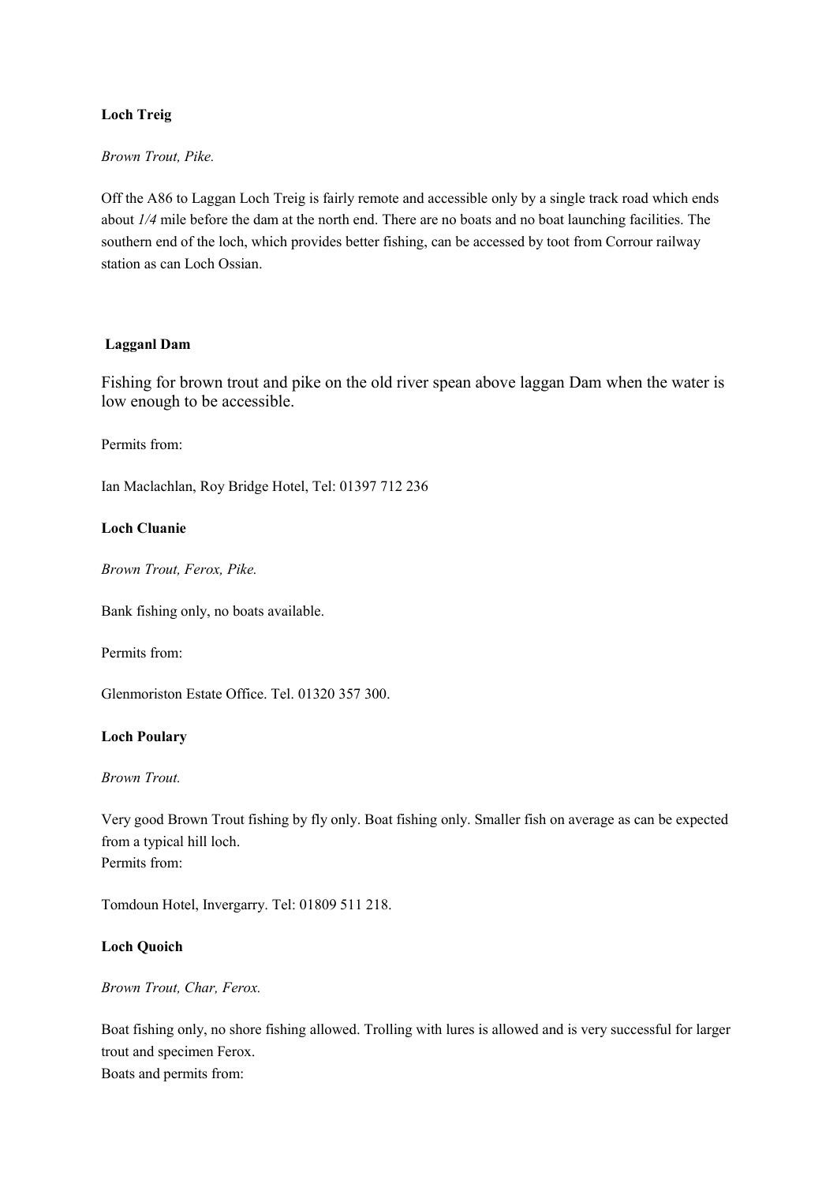**Loch Treig**

*Brown Trout, Pike.*

Off the A86 to Laggan Loch Treig is fairly remote and accessible only by a single track road which ends about *1/4* mile before the dam at the north end. There are no boats and no boat launching facilities. The southern end of the loch, which provides better fishing, can be accessed by toot from Corrour railway station as can Loch Ossian.

**Lagganl Dam**

Fishing for brown trout and pike on the old river spean above laggan Dam when the water is low enough to be accessible.

Permits from:

Ian Maclachlan, Roy Bridge Hotel, Tel: 01397 712 236

**Loch Cluanie**

*Brown Trout, Ferox, Pike.*

Bank fishing only, no boats available.

Permits from:

Glenmoriston Estate Office. Tel. 01320 357 300.

**Loch Poulary**

*Brown Trout.*

Very good Brown Trout fishing by fly only. Boat fishing only. Smaller fish on average as can be expected from a typical hill loch.
Permits from:

Tomdoun Hotel, Invergarry. Tel: 01809 511 218.

**Loch Quoich**

*Brown Trout, Char, Ferox.*

Boat fishing only, no shore fishing allowed. Trolling with lures is allowed and is very successful for larger trout and specimen Ferox.
Boats and permits from: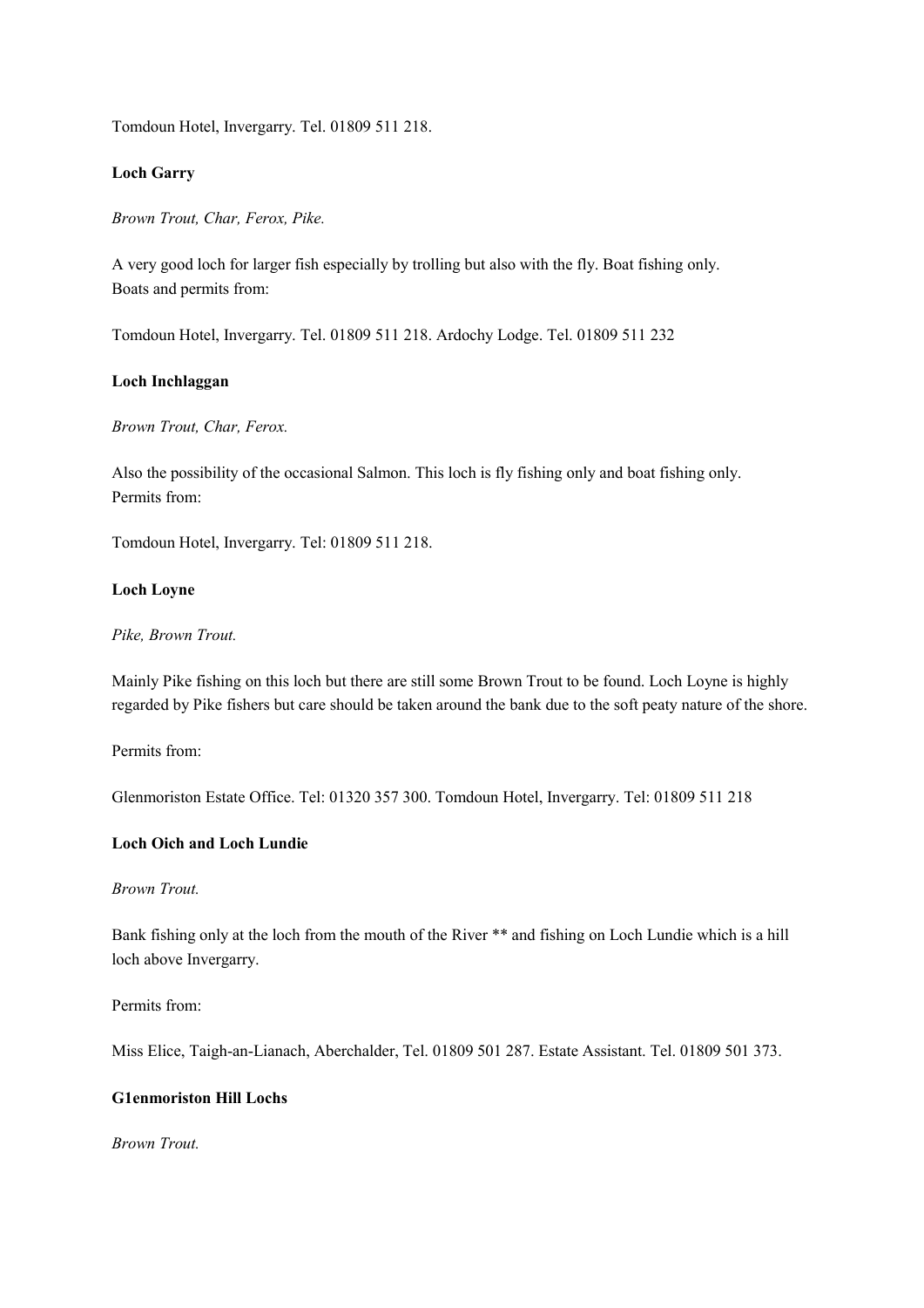Tomdoun Hotel, Invergarry. Tel. 01809 511 218.

**Loch Garry**

*Brown Trout, Char, Ferox, Pike.*

A very good loch for larger fish especially by trolling but also with the fly. Boat fishing only.
Boats and permits from:

Tomdoun Hotel, Invergarry. Tel. 01809 511 218. Ardochy Lodge. Tel. 01809 511 232

**Loch Inchlaggan**

*Brown Trout, Char, Ferox.*

Also the possibility of the occasional Salmon. This loch is fly fishing only and boat fishing only.
Permits from:

Tomdoun Hotel, Invergarry. Tel: 01809 511 218.

**Loch Loyne**

*Pike, Brown Trout.*

Mainly Pike fishing on this loch but there are still some Brown Trout to be found. Loch Loyne is highly regarded by Pike fishers but care should be taken around the bank due to the soft peaty nature of the shore.

Permits from:

Glenmoriston Estate Office. Tel: 01320 357 300. Tomdoun Hotel, Invergarry. Tel: 01809 511 218

**Loch Oich and Loch Lundie**

*Brown Trout.*

Bank fishing only at the loch from the mouth of the River ** and fishing on Loch Lundie which is a hill loch above Invergarry.

Permits from:

Miss Elice, Taigh-an-Lianach, Aberchalder, Tel. 01809 501 287. Estate Assistant. Tel. 01809 501 373.

**G1enmoriston Hill Lochs**

*Brown Trout.*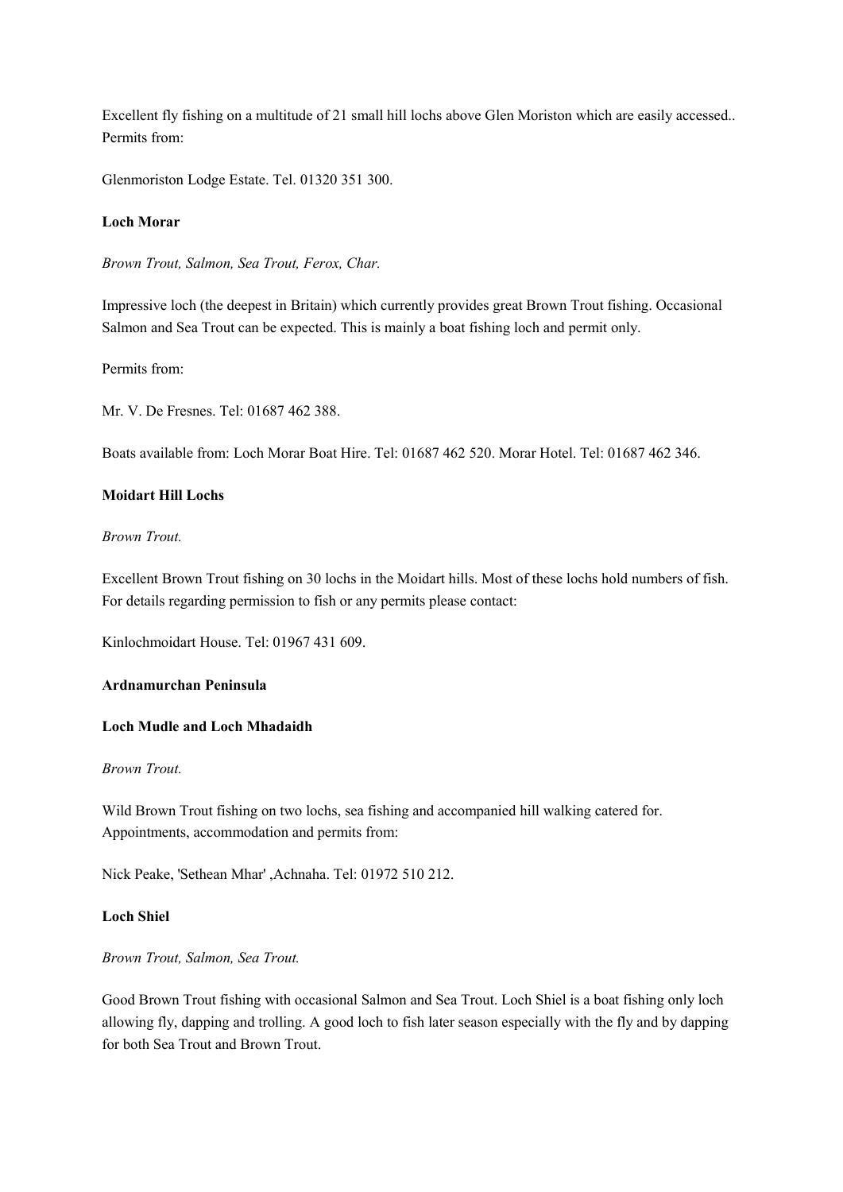Excellent fly fishing on a multitude of 21 small hill lochs above Glen Moriston which are easily accessed.. Permits from:

Glenmoriston Lodge Estate. Tel. 01320 351 300.

**Loch Morar**

*Brown Trout, Salmon, Sea Trout, Ferox, Char.*

Impressive loch (the deepest in Britain) which currently provides great Brown Trout fishing. Occasional Salmon and Sea Trout can be expected. This is mainly a boat fishing loch and permit only.

Permits from:

Mr. V. De Fresnes. Tel: 01687 462 388.

Boats available from: Loch Morar Boat Hire. Tel: 01687 462 520. Morar Hotel. Tel: 01687 462 346.

**Moidart Hill Lochs**

*Brown Trout.*

Excellent Brown Trout fishing on 30 lochs in the Moidart hills. Most of these lochs hold numbers of fish. For details regarding permission to fish or any permits please contact:

Kinlochmoidart House. Tel: 01967 431 609.

**Ardnamurchan Peninsula**

**Loch Mudle and Loch Mhadaidh**

*Brown Trout.*

Wild Brown Trout fishing on two lochs, sea fishing and accompanied hill walking catered for. Appointments, accommodation and permits from:

Nick Peake, 'Sethean Mhar' ,Achnaha. Tel: 01972 510 212.

**Loch Shiel**

*Brown Trout, Salmon, Sea Trout.*

Good Brown Trout fishing with occasional Salmon and Sea Trout. Loch Shiel is a boat fishing only loch allowing fly, dapping and trolling. A good loch to fish later season especially with the fly and by dapping for both Sea Trout and Brown Trout.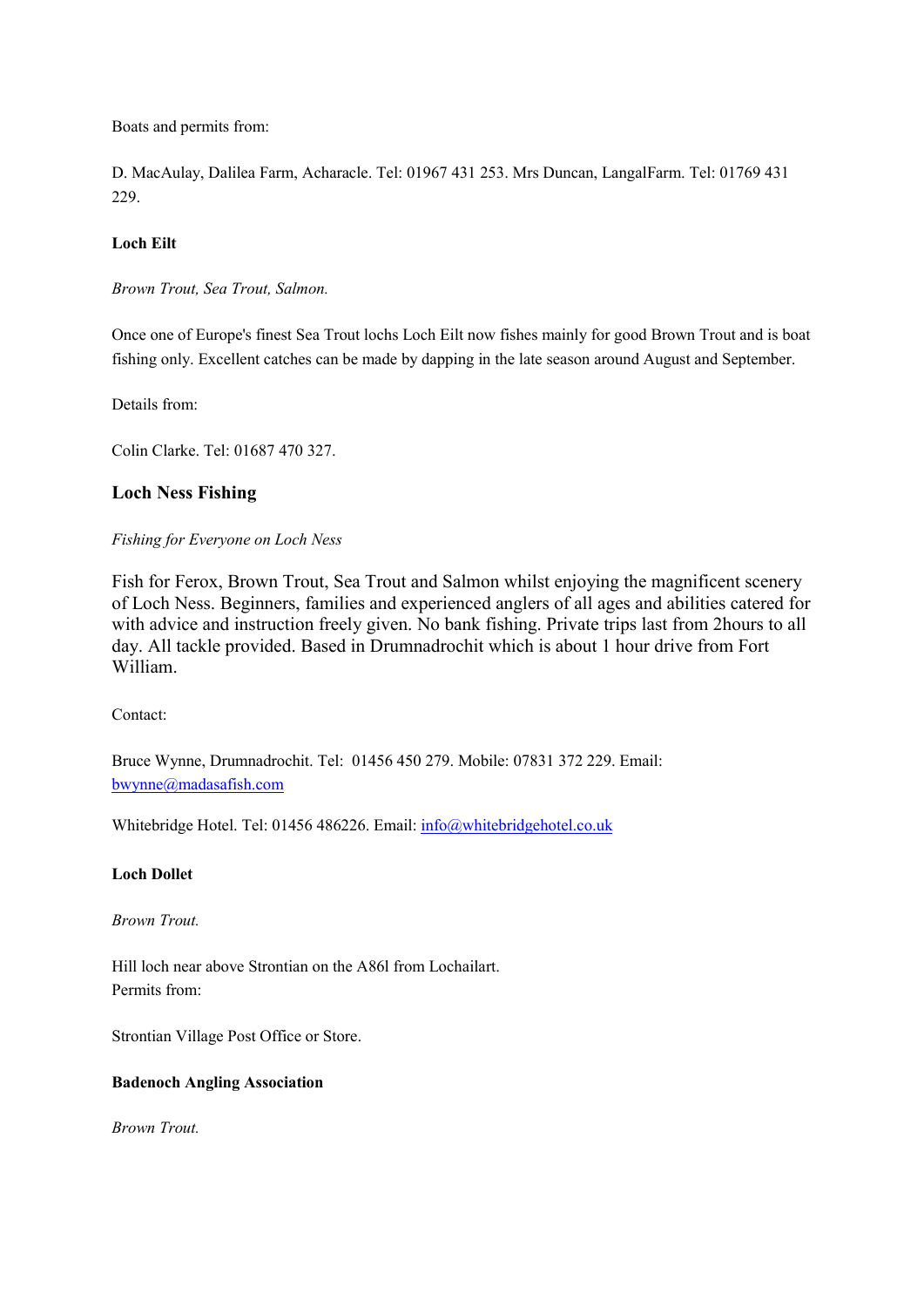Boats and permits from:

D. MacAulay, Dalilea Farm, Acharacle. Tel: 01967 431 253. Mrs Duncan, LangalFarm. Tel: 01769 431 229.

**Loch Eilt**

*Brown Trout, Sea Trout, Salmon.*

Once one of Europe's finest Sea Trout lochs Loch Eilt now fishes mainly for good Brown Trout and is boat fishing only. Excellent catches can be made by dapping in the late season around August and September.

Details from:

Colin Clarke. Tel: 01687 470 327.

### Loch Ness Fishing

*Fishing for Everyone on Loch Ness*

Fish for Ferox, Brown Trout, Sea Trout and Salmon whilst enjoying the magnificent scenery of Loch Ness. Beginners, families and experienced anglers of all ages and abilities catered for with advice and instruction freely given. No bank fishing. Private trips last from 2hours to all day. All tackle provided. Based in Drumnadrochit which is about 1 hour drive from Fort William.

Contact:

Bruce Wynne, Drumnadrochit. Tel: 01456 450 279. Mobile: 07831 372 229. Email: bwynne@madasafish.com

Whitebridge Hotel. Tel: 01456 486226. Email: info@whitebridgehotel.co.uk

**Loch Dollet**

*Brown Trout.*

Hill loch near above Strontian on the A86l from Lochailart.
Permits from:

Strontian Village Post Office or Store.

**Badenoch Angling Association**

*Brown Trout.*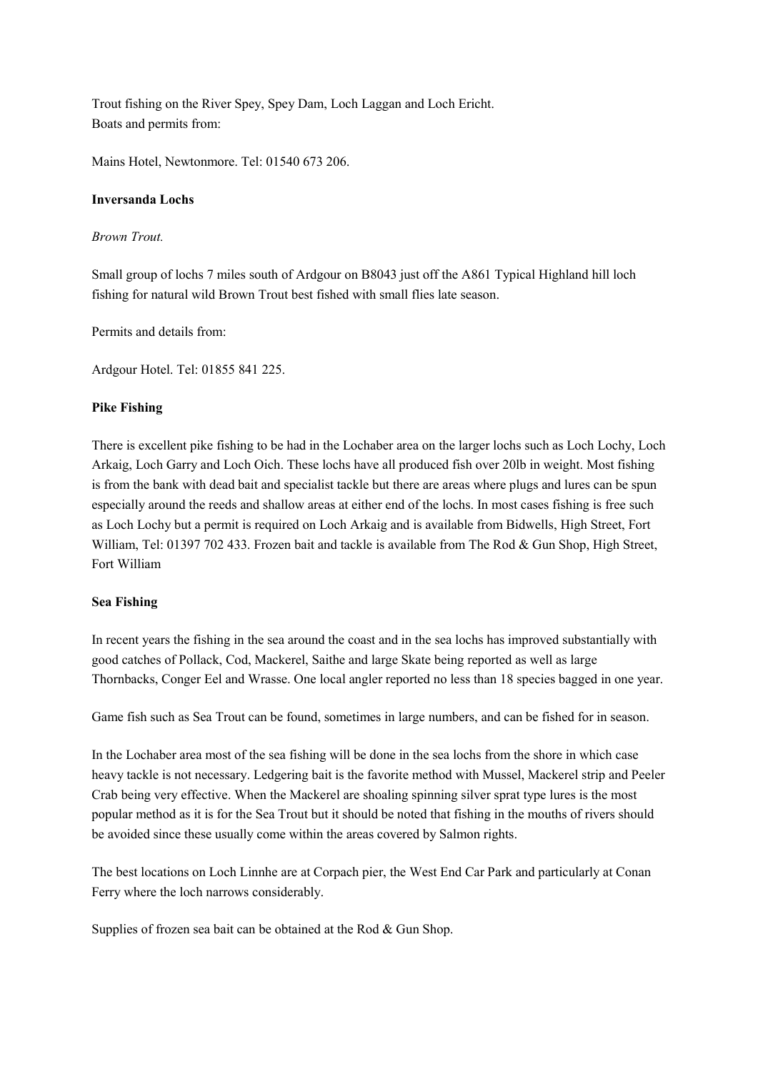Trout fishing on the River Spey, Spey Dam, Loch Laggan and Loch Ericht.
Boats and permits from:

Mains Hotel, Newtonmore. Tel: 01540 673 206.

**Inversanda Lochs**

*Brown Trout.*

Small group of lochs 7 miles south of Ardgour on B8043 just off the A861 Typical Highland hill loch fishing for natural wild Brown Trout best fished with small flies late season.

Permits and details from:

Ardgour Hotel. Tel: 01855 841 225.

**Pike Fishing**

There is excellent pike fishing to be had in the Lochaber area on the larger lochs such as Loch Lochy, Loch Arkaig, Loch Garry and Loch Oich. These lochs have all produced fish over 20lb in weight. Most fishing is from the bank with dead bait and specialist tackle but there are areas where plugs and lures can be spun especially around the reeds and shallow areas at either end of the lochs. In most cases fishing is free such as Loch Lochy but a permit is required on Loch Arkaig and is available from Bidwells, High Street, Fort William, Tel: 01397 702 433. Frozen bait and tackle is available from The Rod & Gun Shop, High Street, Fort William

**Sea Fishing**

In recent years the fishing in the sea around the coast and in the sea lochs has improved substantially with good catches of Pollack, Cod, Mackerel, Saithe and large Skate being reported as well as large Thornbacks, Conger Eel and Wrasse. One local angler reported no less than 18 species bagged in one year.

Game fish such as Sea Trout can be found, sometimes in large numbers, and can be fished for in season.

In the Lochaber area most of the sea fishing will be done in the sea lochs from the shore in which case heavy tackle is not necessary. Ledgering bait is the favorite method with Mussel, Mackerel strip and Peeler Crab being very effective. When the Mackerel are shoaling spinning silver sprat type lures is the most popular method as it is for the Sea Trout but it should be noted that fishing in the mouths of rivers should be avoided since these usually come within the areas covered by Salmon rights.

The best locations on Loch Linnhe are at Corpach pier, the West End Car Park and particularly at Conan Ferry where the loch narrows considerably.

Supplies of frozen sea bait can be obtained at the Rod & Gun Shop.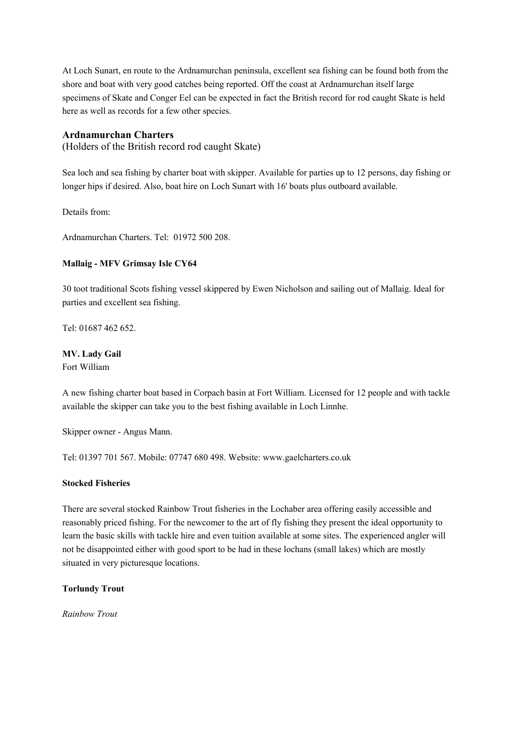At Loch Sunart, en route to the Ardnamurchan peninsula, excellent sea fishing can be found both from the shore and boat with very good catches being reported. Off the coast at Ardnamurchan itself large specimens of Skate and Conger Eel can be expected in fact the British record for rod caught Skate is held here as well as records for a few other species.

### Ardnamurchan Charters

(Holders of the British record rod caught Skate)

Sea loch and sea fishing by charter boat with skipper. Available for parties up to 12 persons, day fishing or longer hips if desired. Also, boat hire on Loch Sunart with 16' boats plus outboard available.

Details from:

Ardnamurchan Charters. Tel: 01972 500 208.

**Mallaig - MFV Grimsay Isle CY64**

30 toot traditional Scots fishing vessel skippered by Ewen Nicholson and sailing out of Mallaig. Ideal for parties and excellent sea fishing.

Tel: 01687 462 652.

**MV. Lady Gail**
Fort William

A new fishing charter boat based in Corpach basin at Fort William. Licensed for 12 people and with tackle available the skipper can take you to the best fishing available in Loch Linnhe.

Skipper owner - Angus Mann.

Tel: 01397 701 567. Mobile: 07747 680 498. Website: www.gaelcharters.co.uk

**Stocked Fisheries**

There are several stocked Rainbow Trout fisheries in the Lochaber area offering easily accessible and reasonably priced fishing. For the newcomer to the art of fly fishing they present the ideal opportunity to learn the basic skills with tackle hire and even tuition available at some sites. The experienced angler will not be disappointed either with good sport to be had in these lochans (small lakes) which are mostly situated in very picturesque locations.

**Torlundy Trout**

*Rainbow Trout*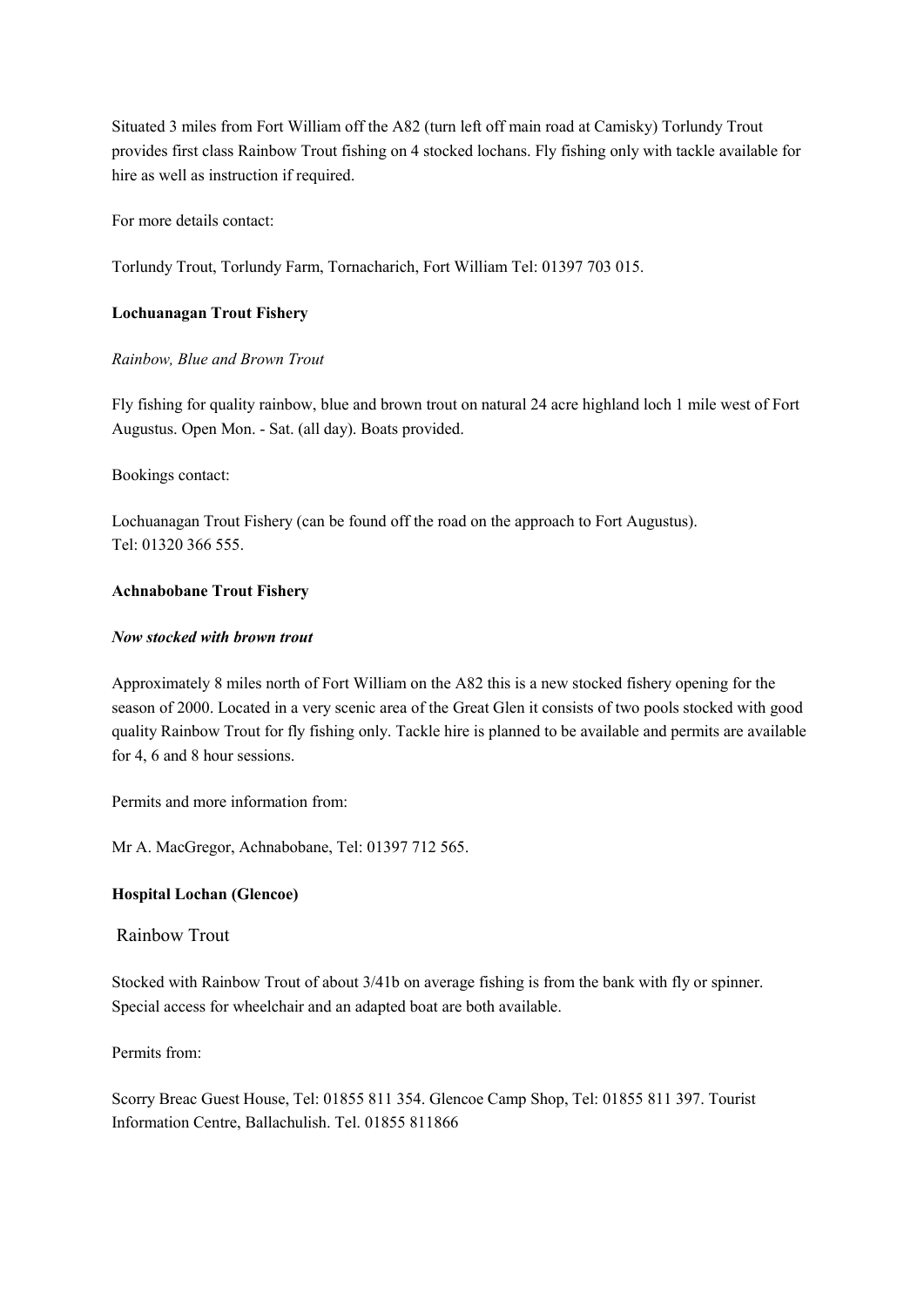Situated 3 miles from Fort William off the A82 (turn left off main road at Camisky) Torlundy Trout provides first class Rainbow Trout fishing on 4 stocked lochans. Fly fishing only with tackle available for hire as well as instruction if required.

For more details contact:

Torlundy Trout, Torlundy Farm, Tornacharich, Fort William Tel: 01397 703 015.

**Lochuanagan Trout Fishery**

*Rainbow, Blue and Brown Trout*

Fly fishing for quality rainbow, blue and brown trout on natural 24 acre highland loch 1 mile west of Fort Augustus. Open Mon. - Sat. (all day). Boats provided.

Bookings contact:

Lochuanagan Trout Fishery (can be found off the road on the approach to Fort Augustus).
Tel: 01320 366 555.

**Achnabobane Trout Fishery**

***Now stocked with brown trout***

Approximately 8 miles north of Fort William on the A82 this is a new stocked fishery opening for the season of 2000. Located in a very scenic area of the Great Glen it consists of two pools stocked with good quality Rainbow Trout for fly fishing only. Tackle hire is planned to be available and permits are available for 4, 6 and 8 hour sessions.

Permits and more information from:

Mr A. MacGregor, Achnabobane, Tel: 01397 712 565.

**Hospital Lochan (Glencoe)**

Rainbow Trout

Stocked with Rainbow Trout of about 3/41b on average fishing is from the bank with fly or spinner. Special access for wheelchair and an adapted boat are both available.

Permits from:

Scorry Breac Guest House, Tel: 01855 811 354. Glencoe Camp Shop, Tel: 01855 811 397. Tourist Information Centre, Ballachulish. Tel. 01855 811866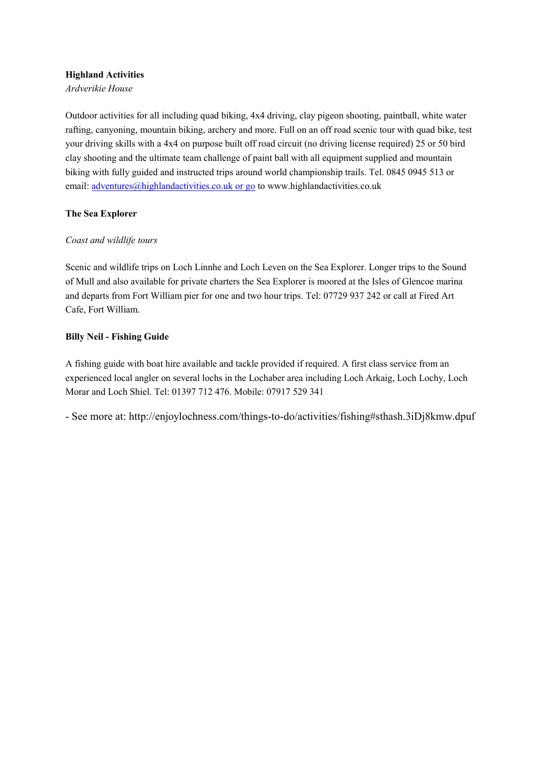**Highland Activities**

*Ardverikie House*

Outdoor activities for all including quad biking, 4x4 driving, clay pigeon shooting, paintball, white water rafting, canyoning, mountain biking, archery and more. Full on an off road scenic tour with quad bike, test your driving skills with a 4x4 on purpose built off road circuit (no driving license required) 25 or 50 bird clay shooting and the ultimate team challenge of paint ball with all equipment supplied and mountain biking with fully guided and instructed trips around world championship trails. Tel. 0845 0945 513 or email: adventures@highlandactivities.co.uk or go to www.highlandactivities.co.uk

**The Sea Explorer**

*Coast and wildlife tours*

Scenic and wildlife trips on Loch Linnhe and Loch Leven on the Sea Explorer. Longer trips to the Sound of Mull and also available for private charters the Sea Explorer is moored at the Isles of Glencoe marina and departs from Fort William pier for one and two hour trips. Tel: 07729 937 242 or call at Fired Art Cafe, Fort William.

**Billy Neil - Fishing Guide**

A fishing guide with boat hire available and tackle provided if required. A first class service from an experienced local angler on several lochs in the Lochaber area including Loch Arkaig, Loch Lochy, Loch Morar and Loch Shiel. Tel: 01397 712 476. Mobile: 07917 529 341

- See more at: http://enjoylochness.com/things-to-do/activities/fishing#sthash.3iDj8kmw.dpuf